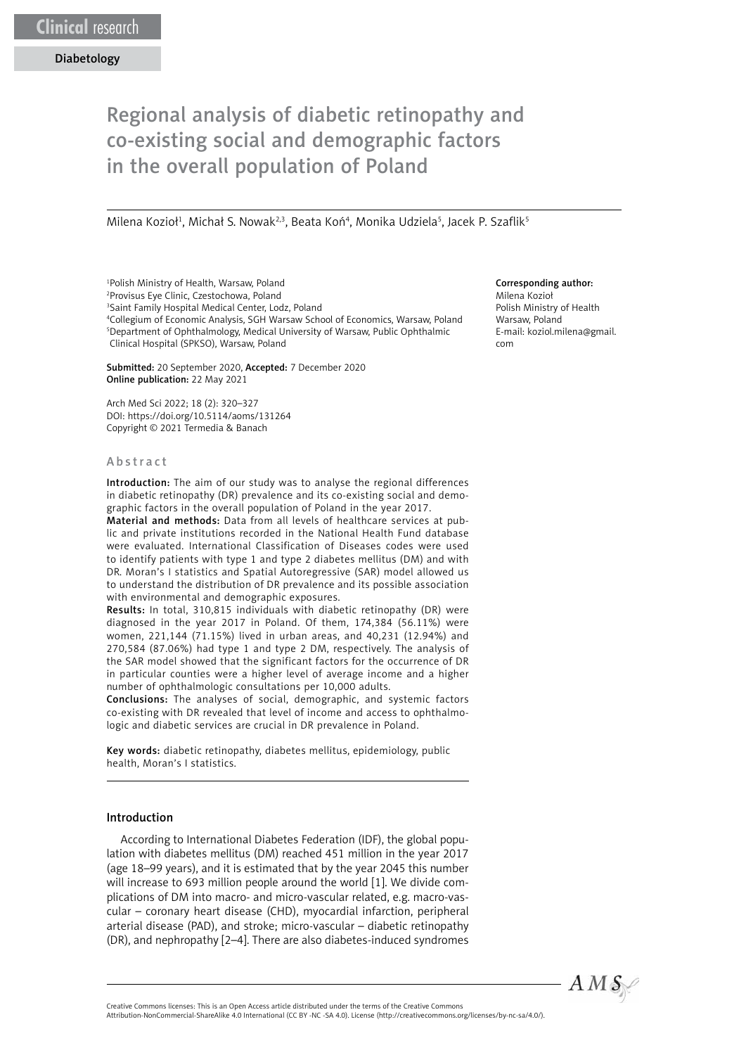Clinical research

Diabetology

# Regional analysis of diabetic retinopathy and co-existing social and demographic factors in the overall population of Poland

Milena Kozioł[1], Michał S. Nowak[2,3], Beata Koń[4], Monika Udziela[5], Jacek P. Szaflik[5]

[1]Polish Ministry of Health, Warsaw, Poland
[2]Provisus Eye Clinic, Czestochowa, Poland
[3]Saint Family Hospital Medical Center, Lodz, Poland
[4]Collegium of Economic Analysis, SGH Warsaw School of Economics, Warsaw, Poland
[5]Department of Ophthalmology, Medical University of Warsaw, Public Ophthalmic Clinical Hospital (SPKSO), Warsaw, Poland

**Corresponding author:**
Milena Kozioł
Polish Ministry of Health
Warsaw, Poland
E-mail: koziol.milena@gmail.com

**Submitted:** 20 September 2020, **Accepted:** 7 December 2020
**Online publication:** 22 May 2021

Arch Med Sci 2022; 18 (2): 320–327
DOI: https://doi.org/10.5114/aoms/131264
Copyright © 2021 Termedia & Banach

## Abstract

**Introduction:** The aim of our study was to analyse the regional differences in diabetic retinopathy (DR) prevalence and its co-existing social and demographic factors in the overall population of Poland in the year 2017.

**Material and methods:** Data from all levels of healthcare services at public and private institutions recorded in the National Health Fund database were evaluated. International Classification of Diseases codes were used to identify patients with type 1 and type 2 diabetes mellitus (DM) and with DR. Moran's I statistics and Spatial Autoregressive (SAR) model allowed us to understand the distribution of DR prevalence and its possible association with environmental and demographic exposures.

**Results:** In total, 310,815 individuals with diabetic retinopathy (DR) were diagnosed in the year 2017 in Poland. Of them, 174,384 (56.11%) were women, 221,144 (71.15%) lived in urban areas, and 40,231 (12.94%) and 270,584 (87.06%) had type 1 and type 2 DM, respectively. The analysis of the SAR model showed that the significant factors for the occurrence of DR in particular counties were a higher level of average income and a higher number of ophthalmologic consultations per 10,000 adults.

**Conclusions:** The analyses of social, demographic, and systemic factors co-existing with DR revealed that level of income and access to ophthalmologic and diabetic services are crucial in DR prevalence in Poland.

**Key words:** diabetic retinopathy, diabetes mellitus, epidemiology, public health, Moran's I statistics.

## Introduction

According to International Diabetes Federation (IDF), the global population with diabetes mellitus (DM) reached 451 million in the year 2017 (age 18–99 years), and it is estimated that by the year 2045 this number will increase to 693 million people around the world [1]. We divide complications of DM into macro- and micro-vascular related, e.g. macro-vascular – coronary heart disease (CHD), myocardial infarction, peripheral arterial disease (PAD), and stroke; micro-vascular – diabetic retinopathy (DR), and nephropathy [2–4]. There are also diabetes-induced syndromes

Creative Commons licenses: This is an Open Access article distributed under the terms of the Creative Commons Attribution-NonCommercial-ShareAlike 4.0 International (CC BY -NC -SA 4.0). License (http://creativecommons.org/licenses/by-nc-sa/4.0/).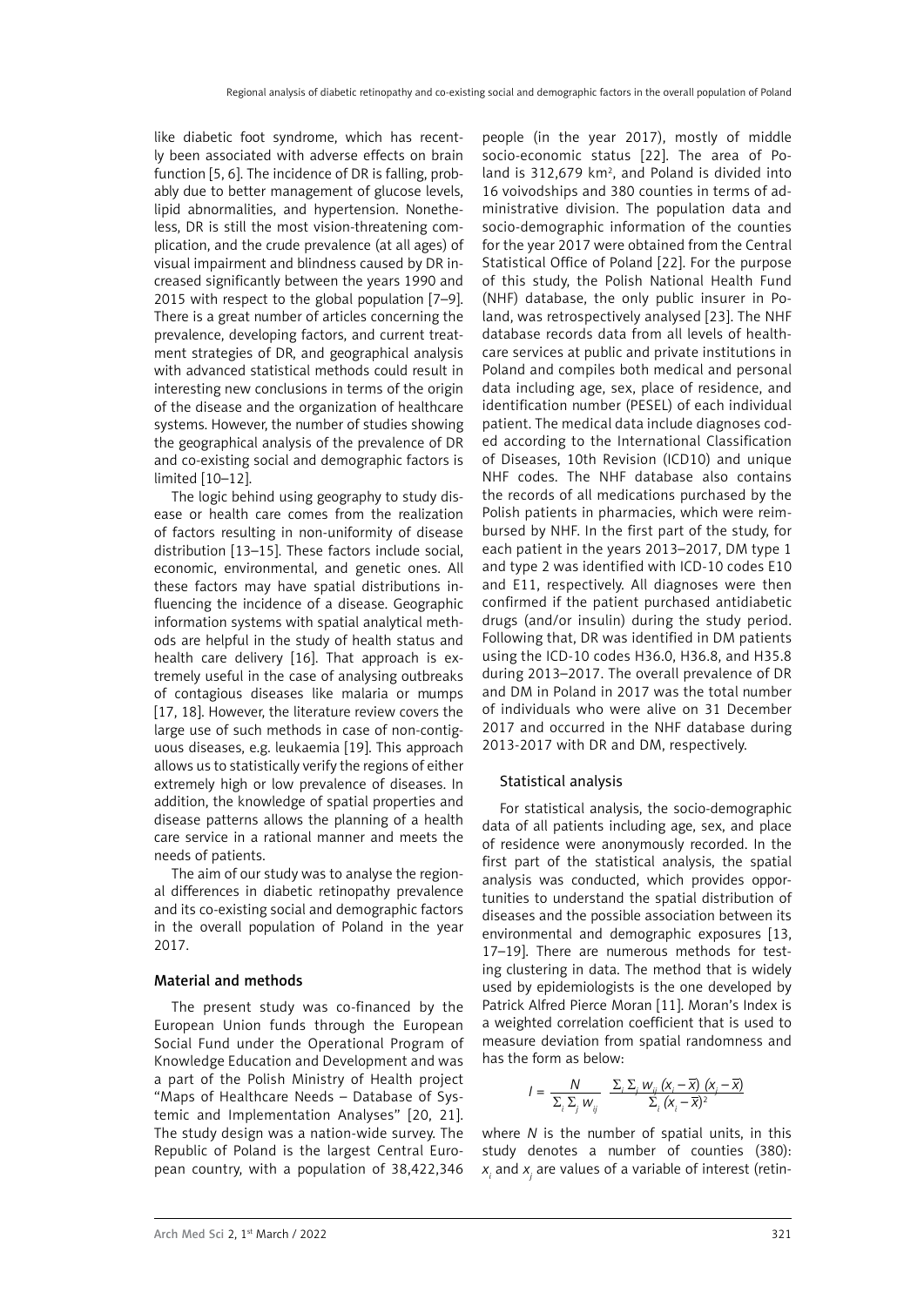like diabetic foot syndrome, which has recently been associated with adverse effects on brain function [5, 6]. The incidence of DR is falling, probably due to better management of glucose levels, lipid abnormalities, and hypertension. Nonetheless, DR is still the most vision-threatening complication, and the crude prevalence (at all ages) of visual impairment and blindness caused by DR increased significantly between the years 1990 and 2015 with respect to the global population [7–9]. There is a great number of articles concerning the prevalence, developing factors, and current treatment strategies of DR, and geographical analysis with advanced statistical methods could result in interesting new conclusions in terms of the origin of the disease and the organization of healthcare systems. However, the number of studies showing the geographical analysis of the prevalence of DR and co-existing social and demographic factors is limited [10–12].

The logic behind using geography to study disease or health care comes from the realization of factors resulting in non-uniformity of disease distribution [13–15]. These factors include social, economic, environmental, and genetic ones. All these factors may have spatial distributions influencing the incidence of a disease. Geographic information systems with spatial analytical methods are helpful in the study of health status and health care delivery [16]. That approach is extremely useful in the case of analysing outbreaks of contagious diseases like malaria or mumps [17, 18]. However, the literature review covers the large use of such methods in case of non-contiguous diseases, e.g. leukaemia [19]. This approach allows us to statistically verify the regions of either extremely high or low prevalence of diseases. In addition, the knowledge of spatial properties and disease patterns allows the planning of a health care service in a rational manner and meets the needs of patients.

The aim of our study was to analyse the regional differences in diabetic retinopathy prevalence and its co-existing social and demographic factors in the overall population of Poland in the year 2017.

## Material and methods

The present study was co-financed by the European Union funds through the European Social Fund under the Operational Program of Knowledge Education and Development and was a part of the Polish Ministry of Health project "Maps of Healthcare Needs – Database of Systemic and Implementation Analyses" [20, 21]. The study design was a nation-wide survey. The Republic of Poland is the largest Central European country, with a population of 38,422,346 people (in the year 2017), mostly of middle socio-economic status [22]. The area of Poland is 312,679 km$^2$, and Poland is divided into 16 voivodships and 380 counties in terms of administrative division. The population data and socio-demographic information of the counties for the year 2017 were obtained from the Central Statistical Office of Poland [22]. For the purpose of this study, the Polish National Health Fund (NHF) database, the only public insurer in Poland, was retrospectively analysed [23]. The NHF database records data from all levels of healthcare services at public and private institutions in Poland and compiles both medical and personal data including age, sex, place of residence, and identification number (PESEL) of each individual patient. The medical data include diagnoses coded according to the International Classification of Diseases, 10th Revision (ICD10) and unique NHF codes. The NHF database also contains the records of all medications purchased by the Polish patients in pharmacies, which were reimbursed by NHF. In the first part of the study, for each patient in the years 2013–2017, DM type 1 and type 2 was identified with ICD-10 codes E10 and E11, respectively. All diagnoses were then confirmed if the patient purchased antidiabetic drugs (and/or insulin) during the study period. Following that, DR was identified in DM patients using the ICD-10 codes H36.0, H36.8, and H35.8 during 2013–2017. The overall prevalence of DR and DM in Poland in 2017 was the total number of individuals who were alive on 31 December 2017 and occurred in the NHF database during 2013-2017 with DR and DM, respectively.

### Statistical analysis

For statistical analysis, the socio-demographic data of all patients including age, sex, and place of residence were anonymously recorded. In the first part of the statistical analysis, the spatial analysis was conducted, which provides opportunities to understand the spatial distribution of diseases and the possible association between its environmental and demographic exposures [13, 17–19]. There are numerous methods for testing clustering in data. The method that is widely used by epidemiologists is the one developed by Patrick Alfred Pierce Moran [11]. Moran's Index is a weighted correlation coefficient that is used to measure deviation from spatial randomness and has the form as below:

$$I = \frac{N}{\sum_i \sum_j w_{ij}} \frac{\sum_i \sum_j w_{ij} (x_i - \bar{x})(x_j - \bar{x})}{\sum_i (x_i - \bar{x})^2}$$

where $N$ is the number of spatial units, in this study denotes a number of counties (380): $x_i$ and $x_j$ are values of a variable of interest (retin-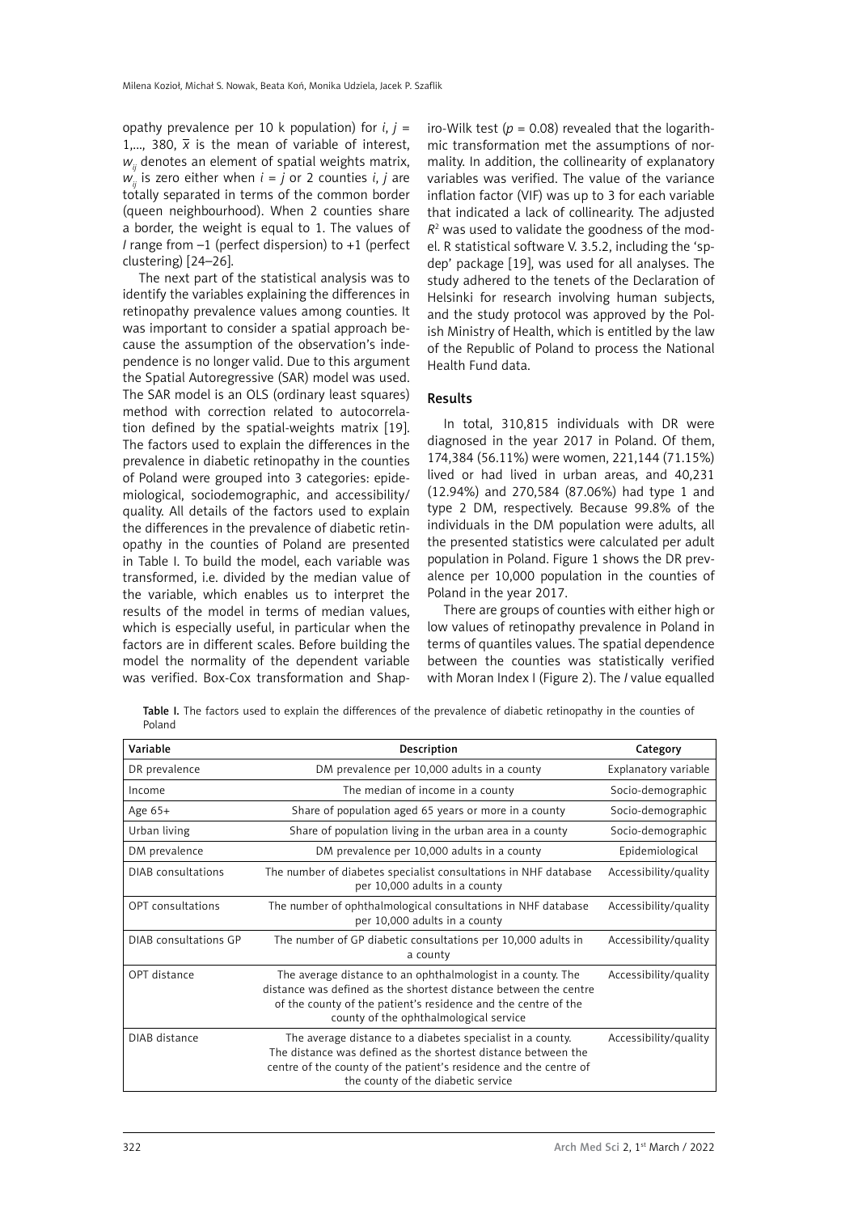opathy prevalence per 10 k population) for $i$, $j$ = 1,..., 380, $\bar{x}$ is the mean of variable of interest, $w_{ij}$ denotes an element of spatial weights matrix, $w_{ij}$ is zero either when $i = j$ or 2 counties $i$, $j$ are totally separated in terms of the common border (queen neighbourhood). When 2 counties share a border, the weight is equal to 1. The values of $I$ range from –1 (perfect dispersion) to +1 (perfect clustering) [24–26].

The next part of the statistical analysis was to identify the variables explaining the differences in retinopathy prevalence values among counties. It was important to consider a spatial approach because the assumption of the observation's independence is no longer valid. Due to this argument the Spatial Autoregressive (SAR) model was used. The SAR model is an OLS (ordinary least squares) method with correction related to autocorrelation defined by the spatial-weights matrix [19]. The factors used to explain the differences in the prevalence in diabetic retinopathy in the counties of Poland were grouped into 3 categories: epidemiological, sociodemographic, and accessibility/quality. All details of the factors used to explain the differences in the prevalence of diabetic retinopathy in the counties of Poland are presented in Table I. To build the model, each variable was transformed, i.e. divided by the median value of the variable, which enables us to interpret the results of the model in terms of median values, which is especially useful, in particular when the factors are in different scales. Before building the model the normality of the dependent variable was verified. Box-Cox transformation and Shapiro-Wilk test ($p = 0.08$) revealed that the logarithmic transformation met the assumptions of normality. In addition, the collinearity of explanatory variables was verified. The value of the variance inflation factor (VIF) was up to 3 for each variable that indicated a lack of collinearity. The adjusted $R^2$ was used to validate the goodness of the model. R statistical software V. 3.5.2, including the 'spdep' package [19], was used for all analyses. The study adhered to the tenets of the Declaration of Helsinki for research involving human subjects, and the study protocol was approved by the Polish Ministry of Health, which is entitled by the law of the Republic of Poland to process the National Health Fund data.

## Results

In total, 310,815 individuals with DR were diagnosed in the year 2017 in Poland. Of them, 174,384 (56.11%) were women, 221,144 (71.15%) lived or had lived in urban areas, and 40,231 (12.94%) and 270,584 (87.06%) had type 1 and type 2 DM, respectively. Because 99.8% of the individuals in the DM population were adults, all the presented statistics were calculated per adult population in Poland. Figure 1 shows the DR prevalence per 10,000 population in the counties of Poland in the year 2017.

There are groups of counties with either high or low values of retinopathy prevalence in Poland in terms of quantiles values. The spatial dependence between the counties was statistically verified with Moran Index I (Figure 2). The $I$ value equalled

**Table I.** The factors used to explain the differences of the prevalence of diabetic retinopathy in the counties of Poland

| Variable | Description | Category |
|---|---|---|
| DR prevalence | DM prevalence per 10,000 adults in a county | Explanatory variable |
| Income | The median of income in a county | Socio-demographic |
| Age 65+ | Share of population aged 65 years or more in a county | Socio-demographic |
| Urban living | Share of population living in the urban area in a county | Socio-demographic |
| DM prevalence | DM prevalence per 10,000 adults in a county | Epidemiological |
| DIAB consultations | The number of diabetes specialist consultations in NHF database per 10,000 adults in a county | Accessibility/quality |
| OPT consultations | The number of ophthalmological consultations in NHF database per 10,000 adults in a county | Accessibility/quality |
| DIAB consultations GP | The number of GP diabetic consultations per 10,000 adults in a county | Accessibility/quality |
| OPT distance | The average distance to an ophthalmologist in a county. The distance was defined as the shortest distance between the centre of the county of the patient's residence and the centre of the county of the ophthalmological service | Accessibility/quality |
| DIAB distance | The average distance to a diabetes specialist in a county. The distance was defined as the shortest distance between the centre of the county of the patient's residence and the centre of the county of the diabetic service | Accessibility/quality |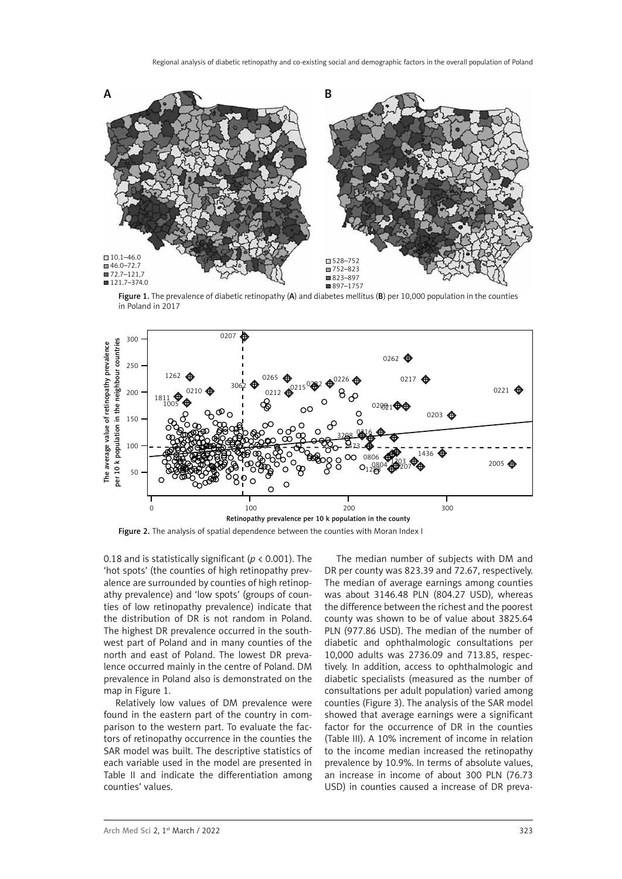Figure 1. The prevalence of diabetic retinopathy (**A**) and diabetes mellitus (**B**) per 10,000 population in the counties in Poland in 2017

Figure 2. The analysis of spatial dependence between the counties with Moran Index I

0.18 and is statistically significant ($p < 0.001$). The 'hot spots' (the counties of high retinopathy prevalence are surrounded by counties of high retinopathy prevalence) and 'low spots' (groups of counties of low retinopathy prevalence) indicate that the distribution of DR is not random in Poland. The highest DR prevalence occurred in the southwest part of Poland and in many counties of the north and east of Poland. The lowest DR prevalence occurred mainly in the centre of Poland. DM prevalence in Poland also is demonstrated on the map in Figure 1.

Relatively low values of DM prevalence were found in the eastern part of the country in comparison to the western part. To evaluate the factors of retinopathy occurrence in the counties the SAR model was built. The descriptive statistics of each variable used in the model are presented in Table II and indicate the differentiation among counties' values.

The median number of subjects with DM and DR per county was 823.39 and 72.67, respectively. The median of average earnings among counties was about 3146.48 PLN (804.27 USD), whereas the difference between the richest and the poorest county was shown to be of value about 3825.64 PLN (977.86 USD). The median of the number of diabetic and ophthalmologic consultations per 10,000 adults was 2736.09 and 713.85, respectively. In addition, access to ophthalmologic and diabetic specialists (measured as the number of consultations per adult population) varied among counties (Figure 3). The analysis of the SAR model showed that average earnings were a significant factor for the occurrence of DR in the counties (Table III). A 10% increment of income in relation to the income median increased the retinopathy prevalence by 10.9%. In terms of absolute values, an increase in income of about 300 PLN (76.73 USD) in counties caused a increase of DR preva-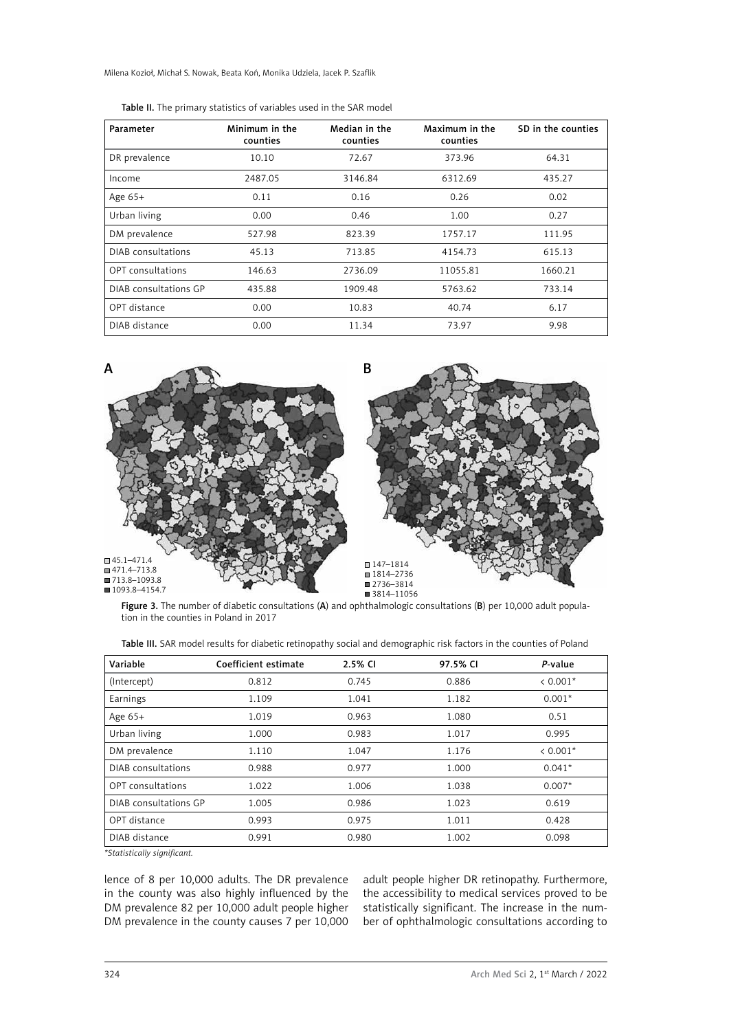Table II. The primary statistics of variables used in the SAR model

| Parameter | Minimum in the counties | Median in the counties | Maximum in the counties | SD in the counties |
|---|---|---|---|---|
| DR prevalence | 10.10 | 72.67 | 373.96 | 64.31 |
| Income | 2487.05 | 3146.84 | 6312.69 | 435.27 |
| Age 65+ | 0.11 | 0.16 | 0.26 | 0.02 |
| Urban living | 0.00 | 0.46 | 1.00 | 0.27 |
| DM prevalence | 527.98 | 823.39 | 1757.17 | 111.95 |
| DIAB consultations | 45.13 | 713.85 | 4154.73 | 615.13 |
| OPT consultations | 146.63 | 2736.09 | 11055.81 | 1660.21 |
| DIAB consultations GP | 435.88 | 1909.48 | 5763.62 | 733.14 |
| OPT distance | 0.00 | 10.83 | 40.74 | 6.17 |
| DIAB distance | 0.00 | 11.34 | 73.97 | 9.98 |

A

45.1–471.4
471.4–713.8
713.8–1093.8
1093.8–4154.7

B

147–1814
1814–2736
2736–3814
3814–11056

Figure 3. The number of diabetic consultations (**A**) and ophthalmologic consultations (**B**) per 10,000 adult population in the counties in Poland in 2017

Table III. SAR model results for diabetic retinopathy social and demographic risk factors in the counties of Poland

| Variable | Coefficient estimate | 2.5% CI | 97.5% CI | *P*-value |
|---|---|---|---|---|
| (Intercept) | 0.812 | 0.745 | 0.886 | < 0.001* |
| Earnings | 1.109 | 1.041 | 1.182 | 0.001* |
| Age 65+ | 1.019 | 0.963 | 1.080 | 0.51 |
| Urban living | 1.000 | 0.983 | 1.017 | 0.995 |
| DM prevalence | 1.110 | 1.047 | 1.176 | < 0.001* |
| DIAB consultations | 0.988 | 0.977 | 1.000 | 0.041* |
| OPT consultations | 1.022 | 1.006 | 1.038 | 0.007* |
| DIAB consultations GP | 1.005 | 0.986 | 1.023 | 0.619 |
| OPT distance | 0.993 | 0.975 | 1.011 | 0.428 |
| DIAB distance | 0.991 | 0.980 | 1.002 | 0.098 |

*\*Statistically significant.*

lence of 8 per 10,000 adults. The DR prevalence in the county was also highly influenced by the DM prevalence 82 per 10,000 adult people higher DM prevalence in the county causes 7 per 10,000 adult people higher DR retinopathy. Furthermore, the accessibility to medical services proved to be statistically significant. The increase in the number of ophthalmologic consultations according to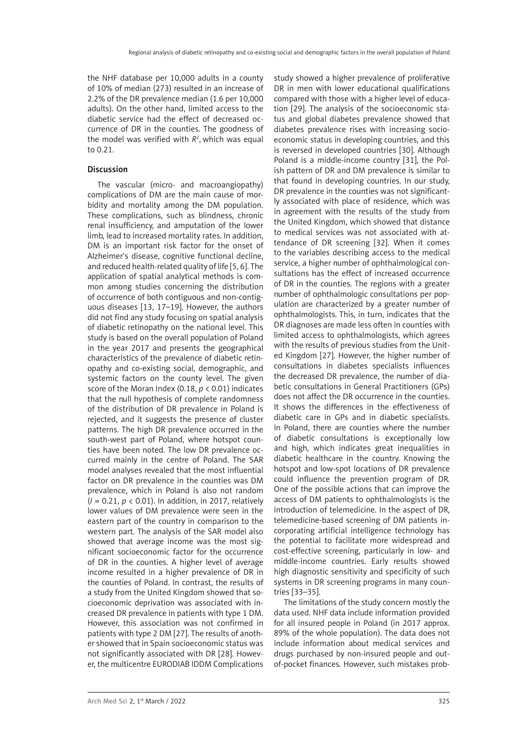the NHF database per 10,000 adults in a county of 10% of median (273) resulted in an increase of 2.2% of the DR prevalence median (1.6 per 10,000 adults). On the other hand, limited access to the diabetic service had the effect of decreased occurrence of DR in the counties. The goodness of the model was verified with $R^2$, which was equal to 0.21.

## Discussion

The vascular (micro- and macroangiopathy) complications of DM are the main cause of morbidity and mortality among the DM population. These complications, such as blindness, chronic renal insufficiency, and amputation of the lower limb, lead to increased mortality rates. In addition, DM is an important risk factor for the onset of Alzheimer's disease, cognitive functional decline, and reduced health-related quality of life [5, 6]. The application of spatial analytical methods is common among studies concerning the distribution of occurrence of both contiguous and non-contiguous diseases [13, 17–19]. However, the authors did not find any study focusing on spatial analysis of diabetic retinopathy on the national level. This study is based on the overall population of Poland in the year 2017 and presents the geographical characteristics of the prevalence of diabetic retinopathy and co-existing social, demographic, and systemic factors on the county level. The given score of the Moran Index (0.18, $p < 0.01$) indicates that the null hypothesis of complete randomness of the distribution of DR prevalence in Poland is rejected, and it suggests the presence of cluster patterns. The high DR prevalence occurred in the south-west part of Poland, where hotspot counties have been noted. The low DR prevalence occurred mainly in the centre of Poland. The SAR model analyses revealed that the most influential factor on DR prevalence in the counties was DM prevalence, which in Poland is also not random ($I = 0.21$, $p < 0.01$). In addition, in 2017, relatively lower values of DM prevalence were seen in the eastern part of the country in comparison to the western part. The analysis of the SAR model also showed that average income was the most significant socioeconomic factor for the occurrence of DR in the counties. A higher level of average income resulted in a higher prevalence of DR in the counties of Poland. In contrast, the results of a study from the United Kingdom showed that socioeconomic deprivation was associated with increased DR prevalence in patients with type 1 DM. However, this association was not confirmed in patients with type 2 DM [27]. The results of another showed that in Spain socioeconomic status was not significantly associated with DR [28]. However, the multicentre EURODIAB IDDM Complications study showed a higher prevalence of proliferative DR in men with lower educational qualifications compared with those with a higher level of education [29]. The analysis of the socioeconomic status and global diabetes prevalence showed that diabetes prevalence rises with increasing socioeconomic status in developing countries, and this is reversed in developed countries [30]. Although Poland is a middle-income country [31], the Polish pattern of DR and DM prevalence is similar to that found in developing countries. In our study, DR prevalence in the counties was not significantly associated with place of residence, which was in agreement with the results of the study from the United Kingdom, which showed that distance to medical services was not associated with attendance of DR screening [32]. When it comes to the variables describing access to the medical service, a higher number of ophthalmological consultations has the effect of increased occurrence of DR in the counties. The regions with a greater number of ophthalmologic consultations per population are characterized by a greater number of ophthalmologists. This, in turn, indicates that the DR diagnoses are made less often in counties with limited access to ophthalmologists, which agrees with the results of previous studies from the United Kingdom [27]. However, the higher number of consultations in diabetes specialists influences the decreased DR prevalence, the number of diabetic consultations in General Practitioners (GPs) does not affect the DR occurrence in the counties. It shows the differences in the effectiveness of diabetic care in GPs and in diabetic specialists. In Poland, there are counties where the number of diabetic consultations is exceptionally low and high, which indicates great inequalities in diabetic healthcare in the country. Knowing the hotspot and low-spot locations of DR prevalence could influence the prevention program of DR. One of the possible actions that can improve the access of DM patients to ophthalmologists is the introduction of telemedicine. In the aspect of DR, telemedicine-based screening of DM patients incorporating artificial intelligence technology has the potential to facilitate more widespread and cost-effective screening, particularly in low- and middle-income countries. Early results showed high diagnostic sensitivity and specificity of such systems in DR screening programs in many countries [33–35].

The limitations of the study concern mostly the data used. NHF data include information provided for all insured people in Poland (in 2017 approx. 89% of the whole population). The data does not include information about medical services and drugs purchased by non-insured people and out-of-pocket finances. However, such mistakes prob-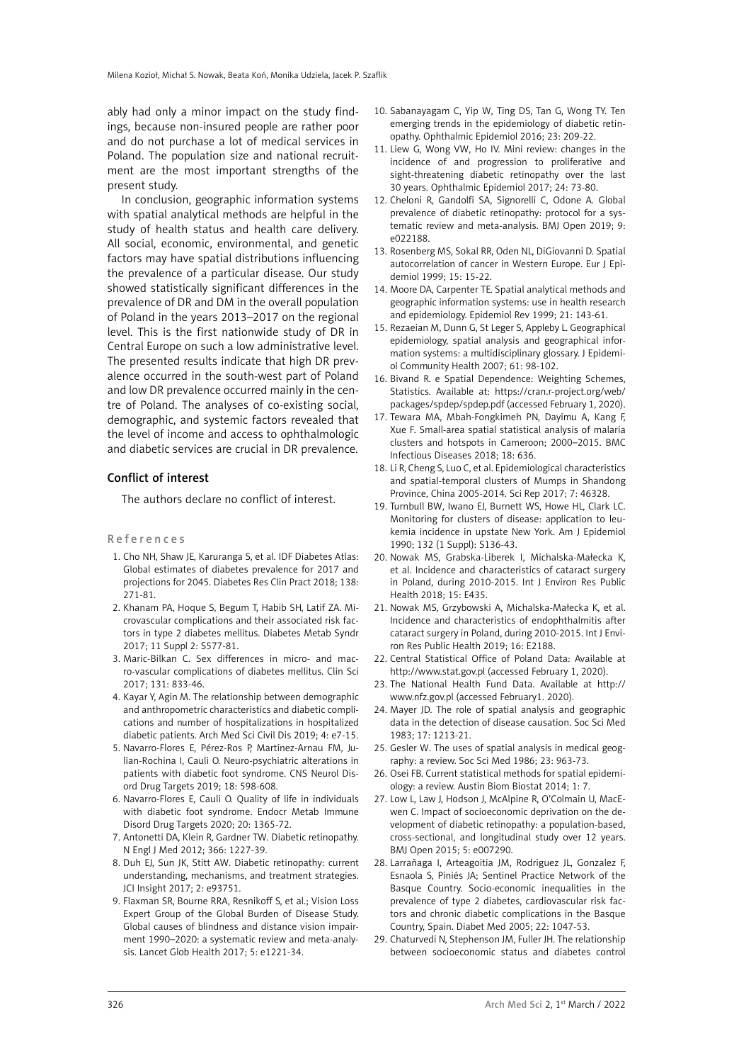ably had only a minor impact on the study findings, because non-insured people are rather poor and do not purchase a lot of medical services in Poland. The population size and national recruitment are the most important strengths of the present study.

In conclusion, geographic information systems with spatial analytical methods are helpful in the study of health status and health care delivery. All social, economic, environmental, and genetic factors may have spatial distributions influencing the prevalence of a particular disease. Our study showed statistically significant differences in the prevalence of DR and DM in the overall population of Poland in the years 2013–2017 on the regional level. This is the first nationwide study of DR in Central Europe on such a low administrative level. The presented results indicate that high DR prevalence occurred in the south-west part of Poland and low DR prevalence occurred mainly in the centre of Poland. The analyses of co-existing social, demographic, and systemic factors revealed that the level of income and access to ophthalmologic and diabetic services are crucial in DR prevalence.

## Conflict of interest

The authors declare no conflict of interest.

## References

1. Cho NH, Shaw JE, Karuranga S, et al. IDF Diabetes Atlas: Global estimates of diabetes prevalence for 2017 and projections for 2045. Diabetes Res Clin Pract 2018; 138: 271-81.
2. Khanam PA, Hoque S, Begum T, Habib SH, Latif ZA. Microvascular complications and their associated risk factors in type 2 diabetes mellitus. Diabetes Metab Syndr 2017; 11 Suppl 2: S577-81.
3. Maric-Bilkan C. Sex differences in micro- and macro-vascular complications of diabetes mellitus. Clin Sci 2017; 131: 833-46.
4. Kayar Y, Agin M. The relationship between demographic and anthropometric characteristics and diabetic complications and number of hospitalizations in hospitalized diabetic patients. Arch Med Sci Civil Dis 2019; 4: e7-15.
5. Navarro-Flores E, Pérez-Ros P, Martínez-Arnau FM, Julían-Rochina I, Cauli O. Neuro-psychiatric alterations in patients with diabetic foot syndrome. CNS Neurol Disord Drug Targets 2019; 18: 598-608.
6. Navarro-Flores E, Cauli O. Quality of life in individuals with diabetic foot syndrome. Endocr Metab Immune Disord Drug Targets 2020; 20: 1365-72.
7. Antonetti DA, Klein R, Gardner TW. Diabetic retinopathy. N Engl J Med 2012; 366: 1227-39.
8. Duh EJ, Sun JK, Stitt AW. Diabetic retinopathy: current understanding, mechanisms, and treatment strategies. JCI Insight 2017; 2: e93751.
9. Flaxman SR, Bourne RRA, Resnikoff S, et al.; Vision Loss Expert Group of the Global Burden of Disease Study. Global causes of blindness and distance vision impairment 1990–2020: a systematic review and meta-analysis. Lancet Glob Health 2017; 5: e1221-34.
10. Sabanayagam C, Yip W, Ting DS, Tan G, Wong TY. Ten emerging trends in the epidemiology of diabetic retinopathy. Ophthalmic Epidemiol 2016; 23: 209-22.
11. Liew G, Wong VW, Ho IV. Mini review: changes in the incidence of and progression to proliferative and sight-threatening diabetic retinopathy over the last 30 years. Ophthalmic Epidemiol 2017; 24: 73-80.
12. Cheloni R, Gandolfi SA, Signorelli C, Odone A. Global prevalence of diabetic retinopathy: protocol for a systematic review and meta-analysis. BMJ Open 2019; 9: e022188.
13. Rosenberg MS, Sokal RR, Oden NL, DiGiovanni D. Spatial autocorrelation of cancer in Western Europe. Eur J Epidemiol 1999; 15: 15-22.
14. Moore DA, Carpenter TE. Spatial analytical methods and geographic information systems: use in health research and epidemiology. Epidemiol Rev 1999; 21: 143-61.
15. Rezaeian M, Dunn G, St Leger S, Appleby L. Geographical epidemiology, spatial analysis and geographical information systems: a multidisciplinary glossary. J Epidemiol Community Health 2007; 61: 98-102.
16. Bivand R. e Spatial Dependence: Weighting Schemes, Statistics. Available at: https://cran.r-project.org/web/packages/spdep/spdep.pdf (accessed February 1, 2020).
17. Tewara MA, Mbah-Fongkimeh PN, Dayimu A, Kang F, Xue F. Small-area spatial statistical analysis of malaria clusters and hotspots in Cameroon; 2000–2015. BMC Infectious Diseases 2018; 18: 636.
18. Li R, Cheng S, Luo C, et al. Epidemiological characteristics and spatial-temporal clusters of Mumps in Shandong Province, China 2005-2014. Sci Rep 2017; 7: 46328.
19. Turnbull BW, Iwano EJ, Burnett WS, Howe HL, Clark LC. Monitoring for clusters of disease: application to leukemia incidence in upstate New York. Am J Epidemiol 1990; 132 (1 Suppl): S136-43.
20. Nowak MS, Grabska-Liberek I, Michalska-Małecka K, et al. Incidence and characteristics of cataract surgery in Poland, during 2010-2015. Int J Environ Res Public Health 2018; 15: E435.
21. Nowak MS, Grzybowski A, Michalska-Małecka K, et al. Incidence and characteristics of endophthalmitis after cataract surgery in Poland, during 2010-2015. Int J Environ Res Public Health 2019; 16: E2188.
22. Central Statistical Office of Poland Data: Available at http://www.stat.gov.pl (accessed February 1, 2020).
23. The National Health Fund Data. Available at http://www.nfz.gov.pl (accessed February1. 2020).
24. Mayer JD. The role of spatial analysis and geographic data in the detection of disease causation. Soc Sci Med 1983; 17: 1213-21.
25. Gesler W. The uses of spatial analysis in medical geography: a review. Soc Sci Med 1986; 23: 963-73.
26. Osei FB. Current statistical methods for spatial epidemiology: a review. Austin Biom Biostat 2014; 1: 7.
27. Low L, Law J, Hodson J, McAlpine R, O'Colmain U, MacEwen C. Impact of socioeconomic deprivation on the development of diabetic retinopathy: a population-based, cross-sectional, and longitudinal study over 12 years. BMJ Open 2015; 5: e007290.
28. Larrañaga I, Arteagoitia JM, Rodriguez JL, Gonzalez F, Esnaola S, Piniés JA; Sentinel Practice Network of the Basque Country. Socio-economic inequalities in the prevalence of type 2 diabetes, cardiovascular risk factors and chronic diabetic complications in the Basque Country, Spain. Diabet Med 2005; 22: 1047-53.
29. Chaturvedi N, Stephenson JM, Fuller JH. The relationship between socioeconomic status and diabetes control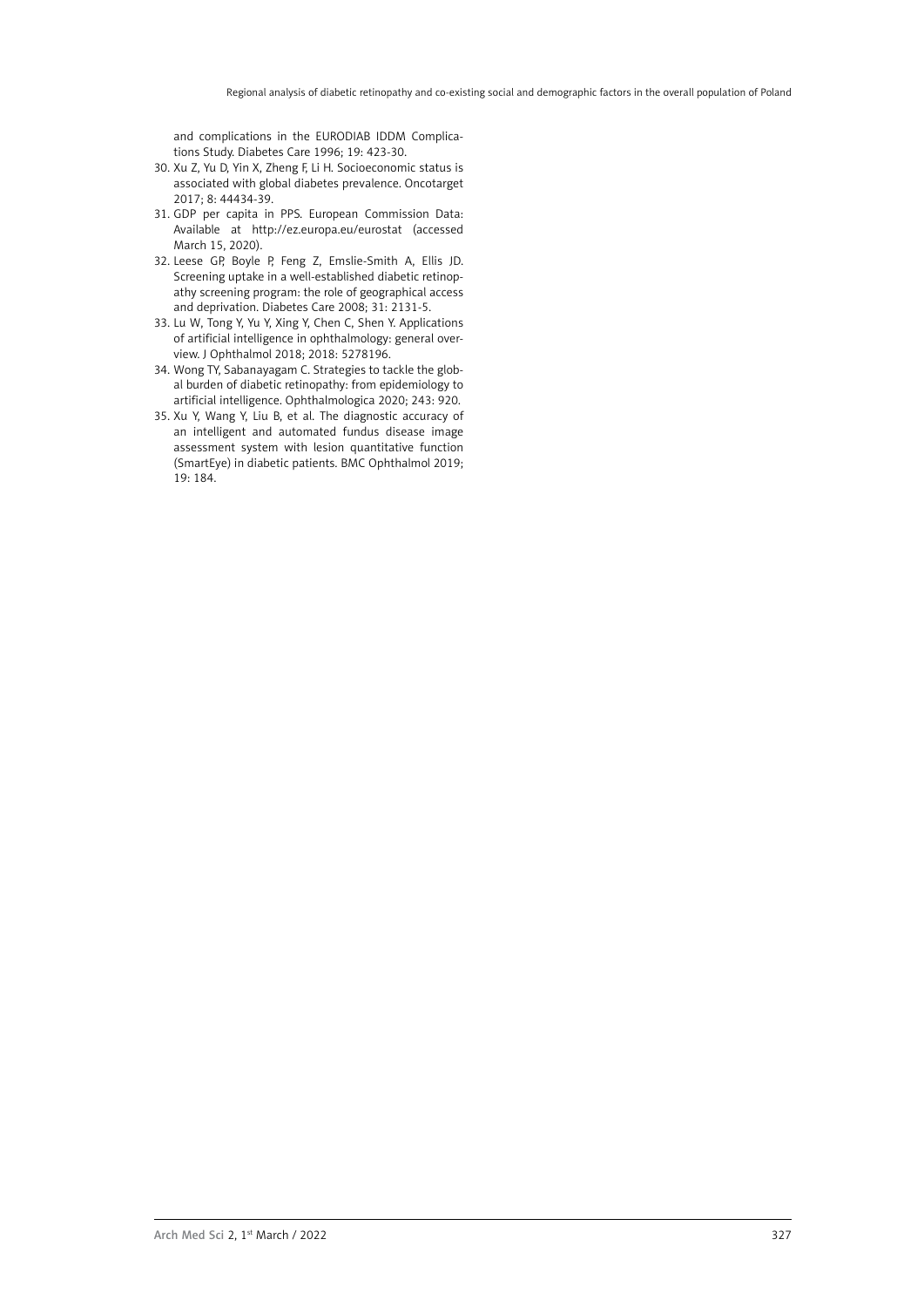and complications in the EURODIAB IDDM Complications Study. Diabetes Care 1996; 19: 423-30.

30. Xu Z, Yu D, Yin X, Zheng F, Li H. Socioeconomic status is associated with global diabetes prevalence. Oncotarget 2017; 8: 44434-39.
31. GDP per capita in PPS. European Commission Data: Available at http://ez.europa.eu/eurostat (accessed March 15, 2020).
32. Leese GP, Boyle P, Feng Z, Emslie-Smith A, Ellis JD. Screening uptake in a well-established diabetic retinopathy screening program: the role of geographical access and deprivation. Diabetes Care 2008; 31: 2131-5.
33. Lu W, Tong Y, Yu Y, Xing Y, Chen C, Shen Y. Applications of artificial intelligence in ophthalmology: general overview. J Ophthalmol 2018; 2018: 5278196.
34. Wong TY, Sabanayagam C. Strategies to tackle the global burden of diabetic retinopathy: from epidemiology to artificial intelligence. Ophthalmologica 2020; 243: 920.
35. Xu Y, Wang Y, Liu B, et al. The diagnostic accuracy of an intelligent and automated fundus disease image assessment system with lesion quantitative function (SmartEye) in diabetic patients. BMC Ophthalmol 2019; 19: 184.